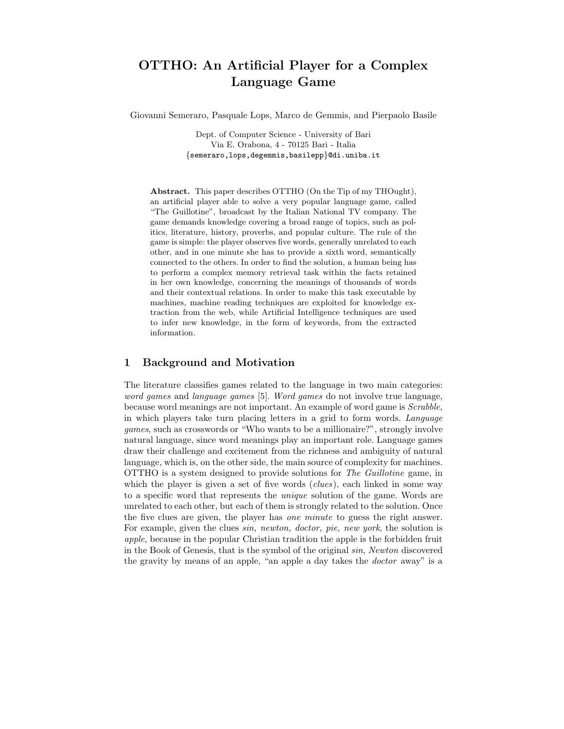# OTTHO: An Artificial Player for a Complex Language Game

Giovanni Semeraro, Pasquale Lops, Marco de Gemmis, and Pierpaolo Basile

Dept. of Computer Science - University of Bari
Via E. Orabona, 4 - 70125 Bari - Italia
{semeraro,lops,degemmis,basilepp}@di.uniba.it

**Abstract.** This paper describes OTTHO (On the Tip of my THOught), an artificial player able to solve a very popular language game, called "The Guillotine", broadcast by the Italian National TV company. The game demands knowledge covering a broad range of topics, such as politics, literature, history, proverbs, and popular culture. The rule of the game is simple: the player observes five words, generally unrelated to each other, and in one minute she has to provide a sixth word, semantically connected to the others. In order to find the solution, a human being has to perform a complex memory retrieval task within the facts retained in her own knowledge, concerning the meanings of thousands of words and their contextual relations. In order to make this task executable by machines, machine reading techniques are exploited for knowledge extraction from the web, while Artificial Intelligence techniques are used to infer new knowledge, in the form of keywords, from the extracted information.

## 1 Background and Motivation

The literature classifies games related to the language in two main categories: *word games* and *language games* [5]. *Word games* do not involve true language, because word meanings are not important. An example of word game is *Scrabble*, in which players take turn placing letters in a grid to form words. *Language games*, such as crosswords or "Who wants to be a millionaire?", strongly involve natural language, since word meanings play an important role. Language games draw their challenge and excitement from the richness and ambiguity of natural language, which is, on the other side, the main source of complexity for machines. OTTHO is a system designed to provide solutions for *The Guillotine* game, in which the player is given a set of five words (*clues*), each linked in some way to a specific word that represents the *unique* solution of the game. Words are unrelated to each other, but each of them is strongly related to the solution. Once the five clues are given, the player has *one minute* to guess the right answer. For example, given the clues *sin, newton, doctor, pie, new york*, the solution is *apple*, because in the popular Christian tradition the apple is the forbidden fruit in the Book of Genesis, that is the symbol of the original *sin*, *Newton* discovered the gravity by means of an apple, "an apple a day takes the *doctor* away" is a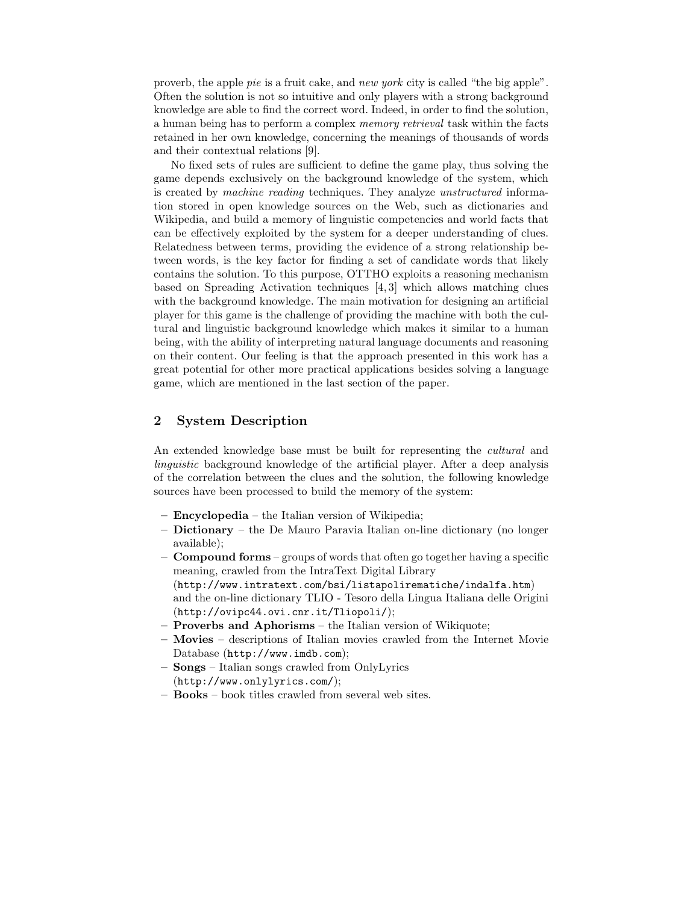proverb, the apple *pie* is a fruit cake, and *new york* city is called "the big apple". Often the solution is not so intuitive and only players with a strong background knowledge are able to find the correct word. Indeed, in order to find the solution, a human being has to perform a complex *memory retrieval* task within the facts retained in her own knowledge, concerning the meanings of thousands of words and their contextual relations [9].

No fixed sets of rules are sufficient to define the game play, thus solving the game depends exclusively on the background knowledge of the system, which is created by *machine reading* techniques. They analyze *unstructured* information stored in open knowledge sources on the Web, such as dictionaries and Wikipedia, and build a memory of linguistic competencies and world facts that can be effectively exploited by the system for a deeper understanding of clues. Relatedness between terms, providing the evidence of a strong relationship between words, is the key factor for finding a set of candidate words that likely contains the solution. To this purpose, OTTHO exploits a reasoning mechanism based on Spreading Activation techniques [4, 3] which allows matching clues with the background knowledge. The main motivation for designing an artificial player for this game is the challenge of providing the machine with both the cultural and linguistic background knowledge which makes it similar to a human being, with the ability of interpreting natural language documents and reasoning on their content. Our feeling is that the approach presented in this work has a great potential for other more practical applications besides solving a language game, which are mentioned in the last section of the paper.

## 2 System Description

An extended knowledge base must be built for representing the *cultural* and *linguistic* background knowledge of the artificial player. After a deep analysis of the correlation between the clues and the solution, the following knowledge sources have been processed to build the memory of the system:

- **Encyclopedia** – the Italian version of Wikipedia;
- **Dictionary** – the De Mauro Paravia Italian on-line dictionary (no longer available);
- **Compound forms** – groups of words that often go together having a specific meaning, crawled from the IntraText Digital Library (`http://www.intratext.com/bsi/listapolirematiche/indalfa.htm`) and the on-line dictionary TLIO - Tesoro della Lingua Italiana delle Origini (`http://ovipc44.ovi.cnr.it/Tliopoli/`);
- **Proverbs and Aphorisms** – the Italian version of Wikiquote;
- **Movies** – descriptions of Italian movies crawled from the Internet Movie Database (`http://www.imdb.com`);
- **Songs** – Italian songs crawled from OnlyLyrics (`http://www.onlylyrics.com/`);
- **Books** – book titles crawled from several web sites.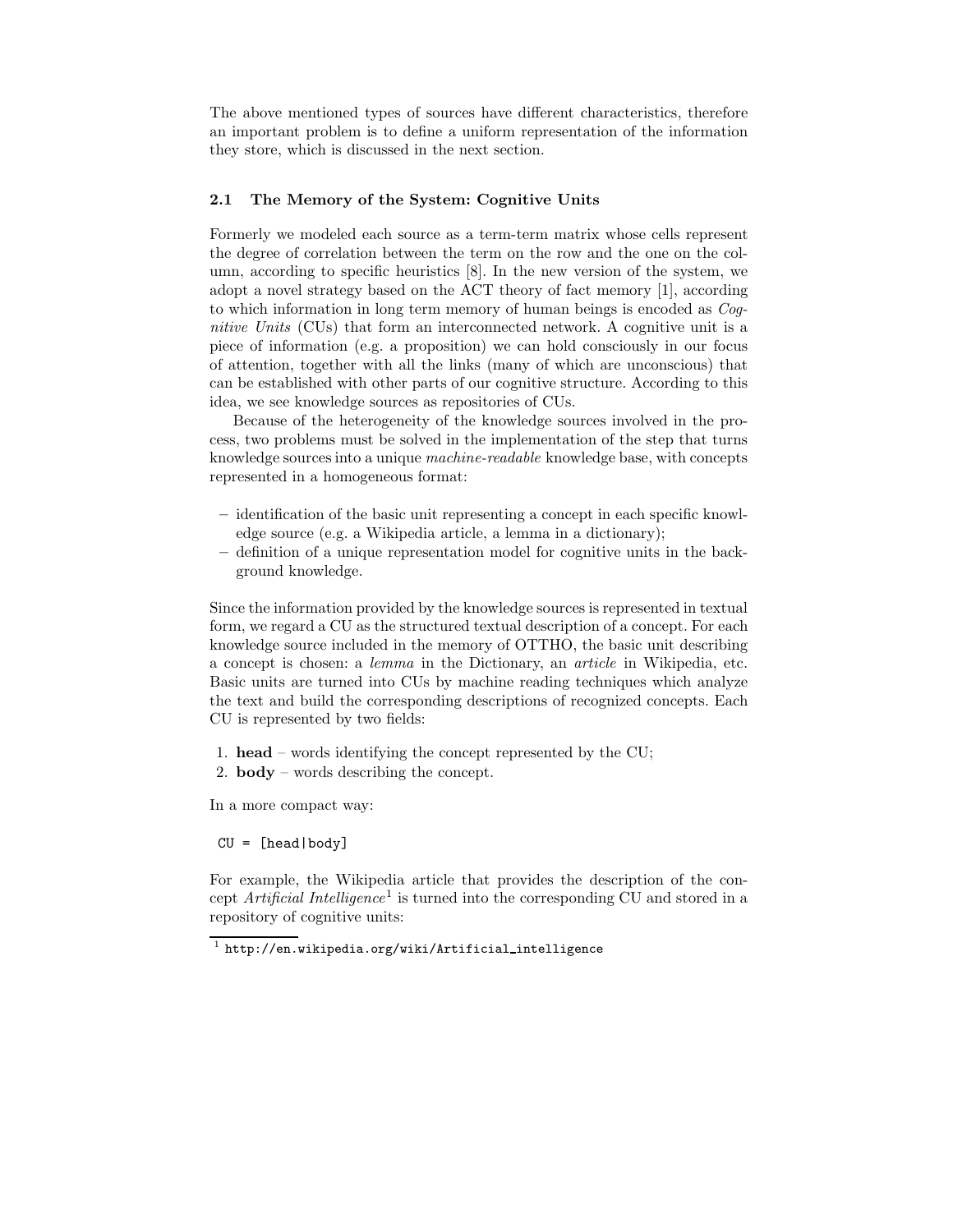The above mentioned types of sources have different characteristics, therefore an important problem is to define a uniform representation of the information they store, which is discussed in the next section.

### 2.1 The Memory of the System: Cognitive Units

Formerly we modeled each source as a term-term matrix whose cells represent the degree of correlation between the term on the row and the one on the column, according to specific heuristics [8]. In the new version of the system, we adopt a novel strategy based on the ACT theory of fact memory [1], according to which information in long term memory of human beings is encoded as *Cognitive Units* (CUs) that form an interconnected network. A cognitive unit is a piece of information (e.g. a proposition) we can hold consciously in our focus of attention, together with all the links (many of which are unconscious) that can be established with other parts of our cognitive structure. According to this idea, we see knowledge sources as repositories of CUs.

Because of the heterogeneity of the knowledge sources involved in the process, two problems must be solved in the implementation of the step that turns knowledge sources into a unique *machine-readable* knowledge base, with concepts represented in a homogeneous format:

- identification of the basic unit representing a concept in each specific knowledge source (e.g. a Wikipedia article, a lemma in a dictionary);
- definition of a unique representation model for cognitive units in the background knowledge.

Since the information provided by the knowledge sources is represented in textual form, we regard a CU as the structured textual description of a concept. For each knowledge source included in the memory of OTTHO, the basic unit describing a concept is chosen: a *lemma* in the Dictionary, an *article* in Wikipedia, etc. Basic units are turned into CUs by machine reading techniques which analyze the text and build the corresponding descriptions of recognized concepts. Each CU is represented by two fields:

1. **head** – words identifying the concept represented by the CU;
2. **body** – words describing the concept.

In a more compact way:

```
CU = [head|body]
```

For example, the Wikipedia article that provides the description of the concept *Artificial Intelligence*[1] is turned into the corresponding CU and stored in a repository of cognitive units:

[1] http://en.wikipedia.org/wiki/Artificial_intelligence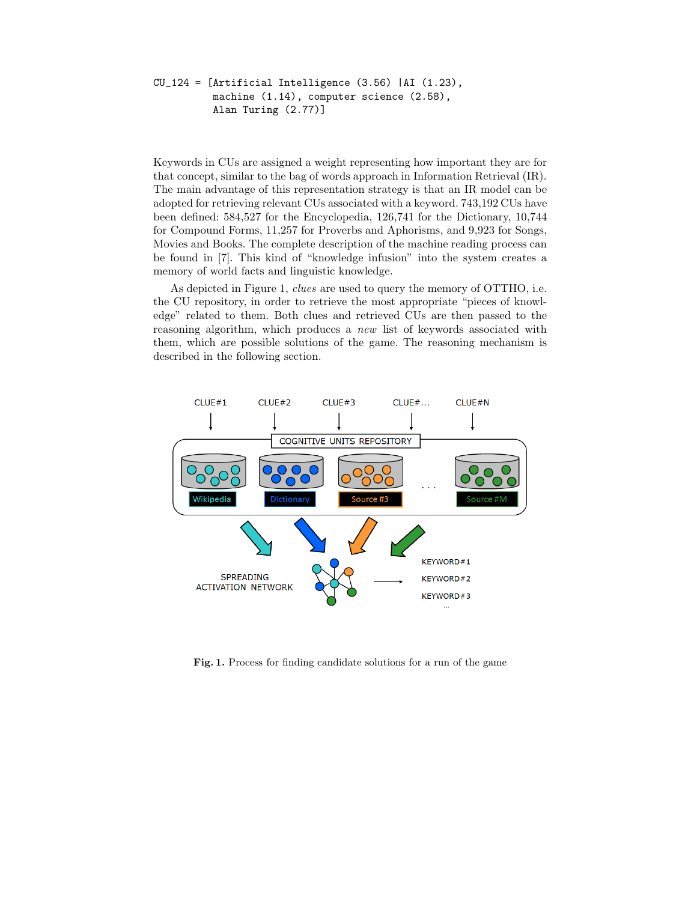```
CU_124 = [Artificial Intelligence (3.56) |AI (1.23),
          machine (1.14), computer science (2.58),
          Alan Turing (2.77)]
```

Keywords in CUs are assigned a weight representing how important they are for that concept, similar to the bag of words approach in Information Retrieval (IR). The main advantage of this representation strategy is that an IR model can be adopted for retrieving relevant CUs associated with a keyword. 743,192 CUs have been defined: 584,527 for the Encyclopedia, 126,741 for the Dictionary, 10,744 for Compound Forms, 11,257 for Proverbs and Aphorisms, and 9,923 for Songs, Movies and Books. The complete description of the machine reading process can be found in [7]. This kind of "knowledge infusion" into the system creates a memory of world facts and linguistic knowledge.

As depicted in Figure 1, *clues* are used to query the memory of OTTHO, i.e. the CU repository, in order to retrieve the most appropriate "pieces of knowledge" related to them. Both clues and retrieved CUs are then passed to the reasoning algorithm, which produces a *new* list of keywords associated with them, which are possible solutions of the game. The reasoning mechanism is described in the following section.

**Fig. 1.** Process for finding candidate solutions for a run of the game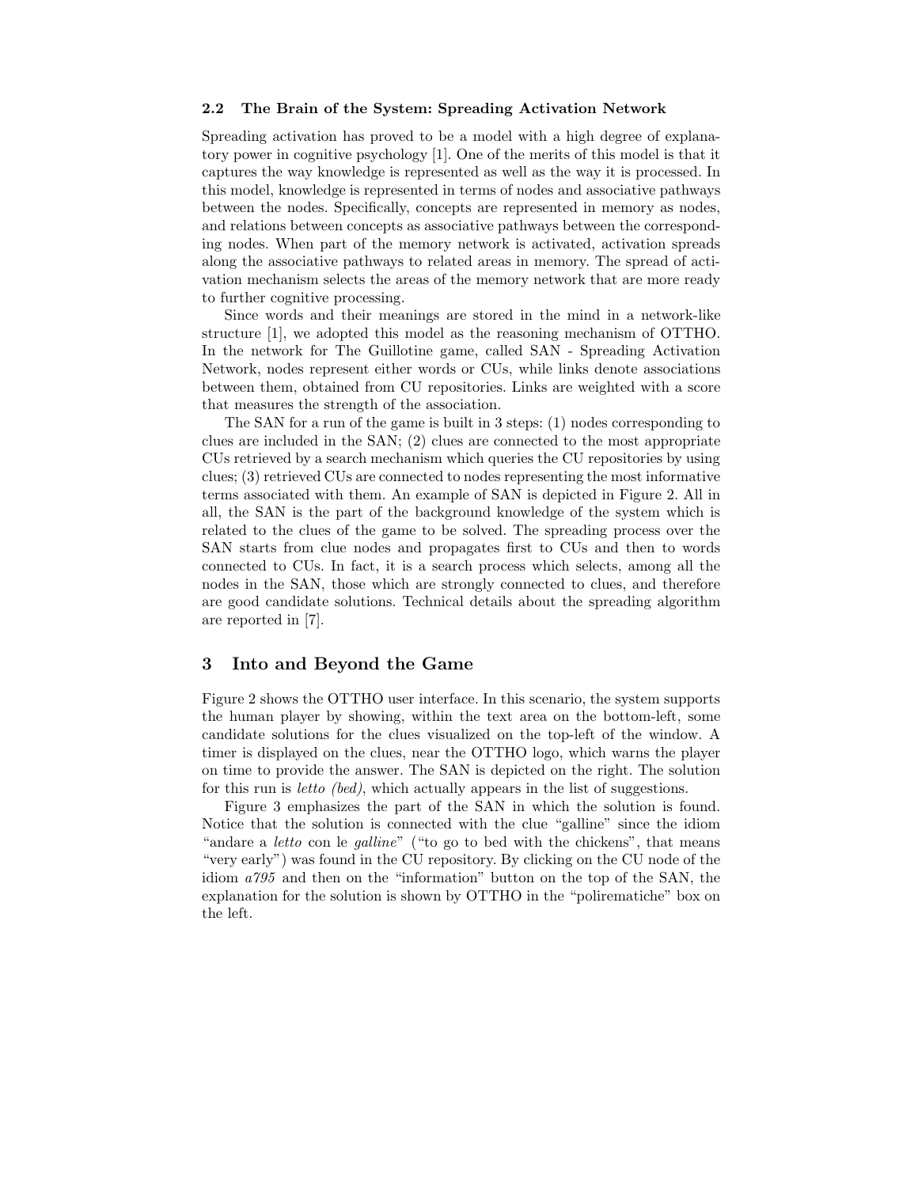### 2.2 The Brain of the System: Spreading Activation Network

Spreading activation has proved to be a model with a high degree of explanatory power in cognitive psychology [1]. One of the merits of this model is that it captures the way knowledge is represented as well as the way it is processed. In this model, knowledge is represented in terms of nodes and associative pathways between the nodes. Specifically, concepts are represented in memory as nodes, and relations between concepts as associative pathways between the corresponding nodes. When part of the memory network is activated, activation spreads along the associative pathways to related areas in memory. The spread of activation mechanism selects the areas of the memory network that are more ready to further cognitive processing.

Since words and their meanings are stored in the mind in a network-like structure [1], we adopted this model as the reasoning mechanism of OTTHO. In the network for The Guillotine game, called SAN - Spreading Activation Network, nodes represent either words or CUs, while links denote associations between them, obtained from CU repositories. Links are weighted with a score that measures the strength of the association.

The SAN for a run of the game is built in 3 steps: (1) nodes corresponding to clues are included in the SAN; (2) clues are connected to the most appropriate CUs retrieved by a search mechanism which queries the CU repositories by using clues; (3) retrieved CUs are connected to nodes representing the most informative terms associated with them. An example of SAN is depicted in Figure 2. All in all, the SAN is the part of the background knowledge of the system which is related to the clues of the game to be solved. The spreading process over the SAN starts from clue nodes and propagates first to CUs and then to words connected to CUs. In fact, it is a search process which selects, among all the nodes in the SAN, those which are strongly connected to clues, and therefore are good candidate solutions. Technical details about the spreading algorithm are reported in [7].

## 3 Into and Beyond the Game

Figure 2 shows the OTTHO user interface. In this scenario, the system supports the human player by showing, within the text area on the bottom-left, some candidate solutions for the clues visualized on the top-left of the window. A timer is displayed on the clues, near the OTTHO logo, which warns the player on time to provide the answer. The SAN is depicted on the right. The solution for this run is *letto (bed)*, which actually appears in the list of suggestions.

Figure 3 emphasizes the part of the SAN in which the solution is found. Notice that the solution is connected with the clue "galline" since the idiom "andare a *letto* con le *galline*" ("to go to bed with the chickens", that means "very early") was found in the CU repository. By clicking on the CU node of the idiom *a795* and then on the "information" button on the top of the SAN, the explanation for the solution is shown by OTTHO in the "polirematiche" box on the left.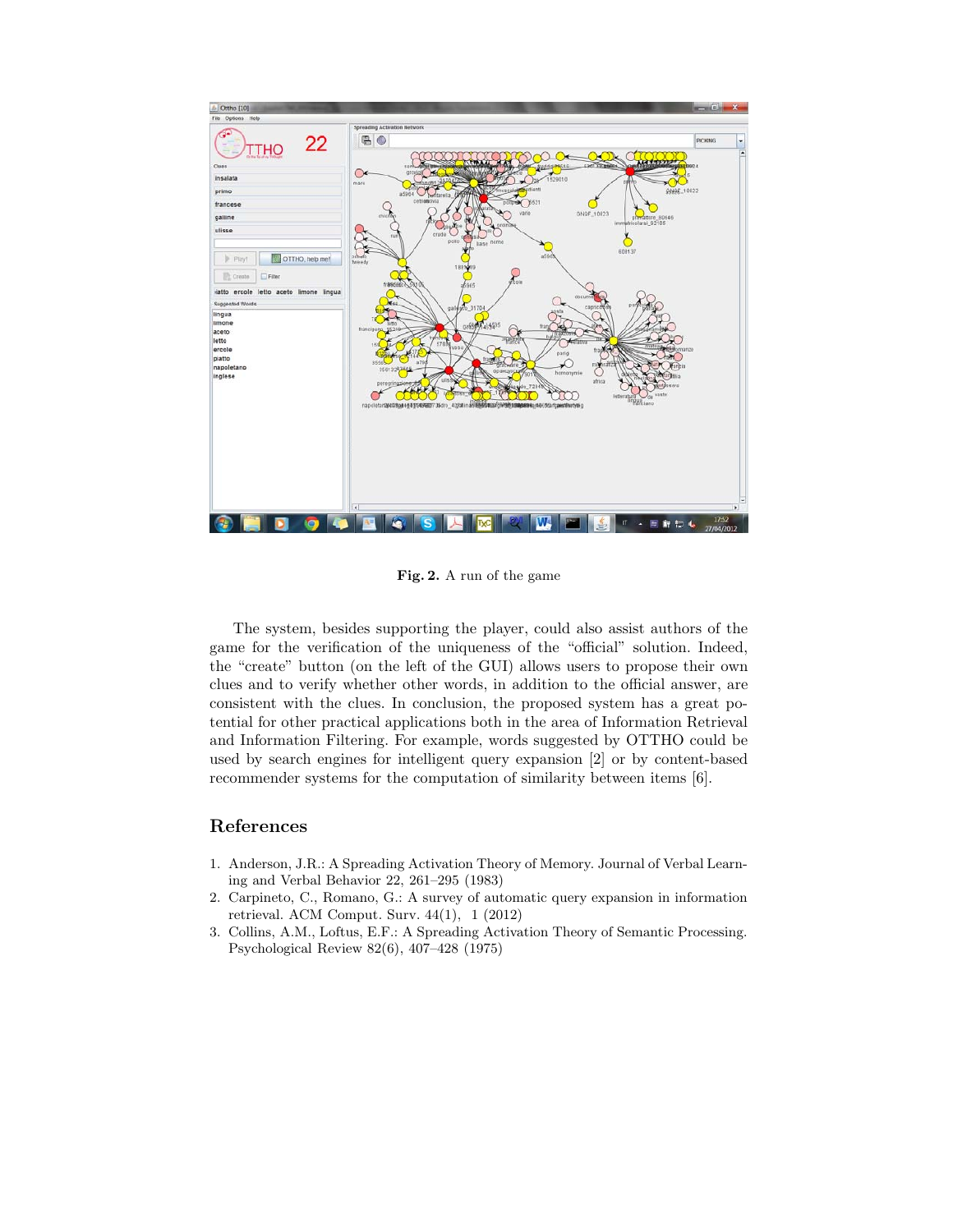**Fig. 2.** A run of the game

The system, besides supporting the player, could also assist authors of the game for the verification of the uniqueness of the "official" solution. Indeed, the "create" button (on the left of the GUI) allows users to propose their own clues and to verify whether other words, in addition to the official answer, are consistent with the clues. In conclusion, the proposed system has a great potential for other practical applications both in the area of Information Retrieval and Information Filtering. For example, words suggested by OTTHO could be used by search engines for intelligent query expansion [2] or by content-based recommender systems for the computation of similarity between items [6].

## References

1. Anderson, J.R.: A Spreading Activation Theory of Memory. Journal of Verbal Learning and Verbal Behavior 22, 261–295 (1983)
2. Carpineto, C., Romano, G.: A survey of automatic query expansion in information retrieval. ACM Comput. Surv. 44(1), 1 (2012)
3. Collins, A.M., Loftus, E.F.: A Spreading Activation Theory of Semantic Processing. Psychological Review 82(6), 407–428 (1975)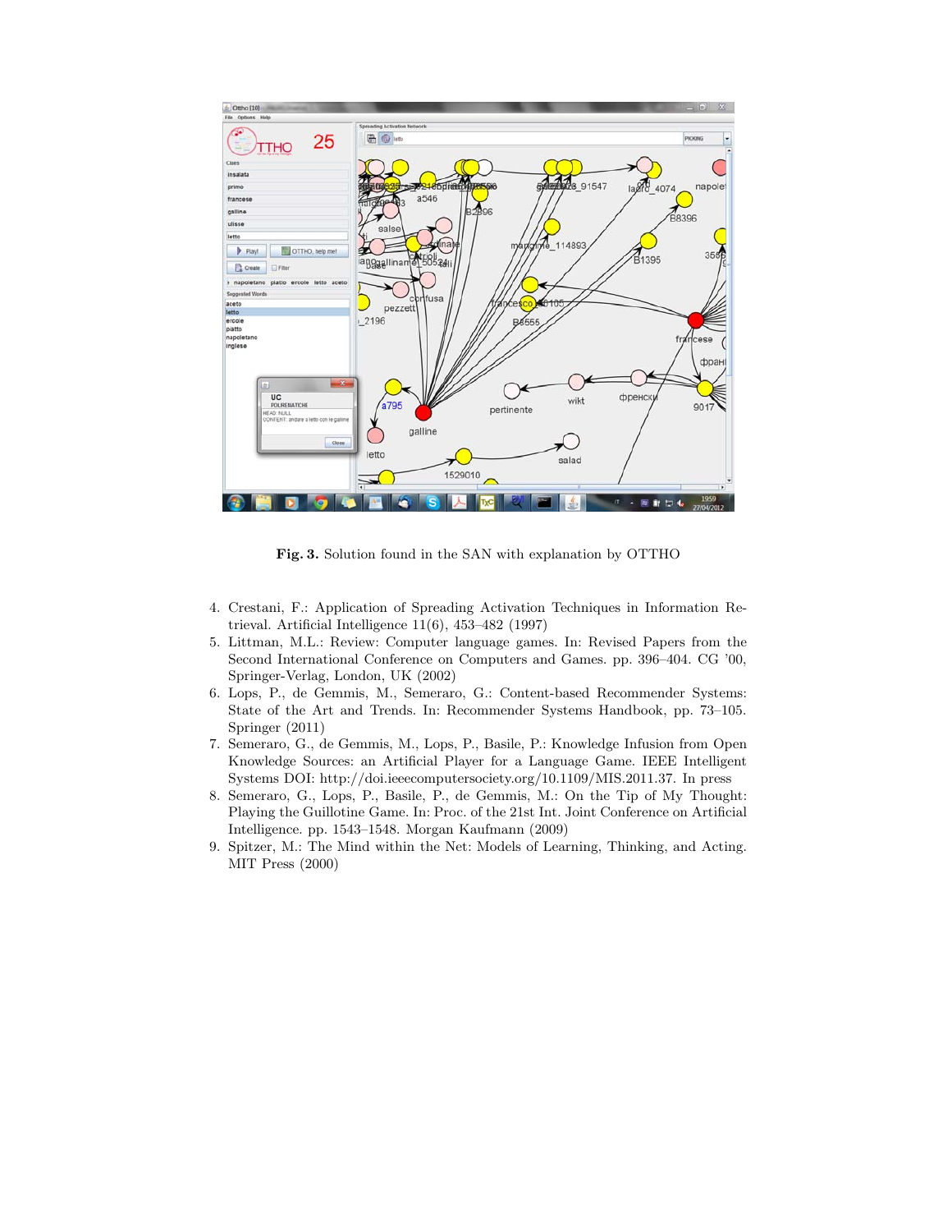**Fig. 3.** Solution found in the SAN with explanation by OTTHO

4. Crestani, F.: Application of Spreading Activation Techniques in Information Retrieval. Artificial Intelligence 11(6), 453–482 (1997)
5. Littman, M.L.: Review: Computer language games. In: Revised Papers from the Second International Conference on Computers and Games. pp. 396–404. CG '00, Springer-Verlag, London, UK (2002)
6. Lops, P., de Gemmis, M., Semeraro, G.: Content-based Recommender Systems: State of the Art and Trends. In: Recommender Systems Handbook, pp. 73–105. Springer (2011)
7. Semeraro, G., de Gemmis, M., Lops, P., Basile, P.: Knowledge Infusion from Open Knowledge Sources: an Artificial Player for a Language Game. IEEE Intelligent Systems DOI: http://doi.ieeecomputersociety.org/10.1109/MIS.2011.37. In press
8. Semeraro, G., Lops, P., Basile, P., de Gemmis, M.: On the Tip of My Thought: Playing the Guillotine Game. In: Proc. of the 21st Int. Joint Conference on Artificial Intelligence. pp. 1543–1548. Morgan Kaufmann (2009)
9. Spitzer, M.: The Mind within the Net: Models of Learning, Thinking, and Acting. MIT Press (2000)